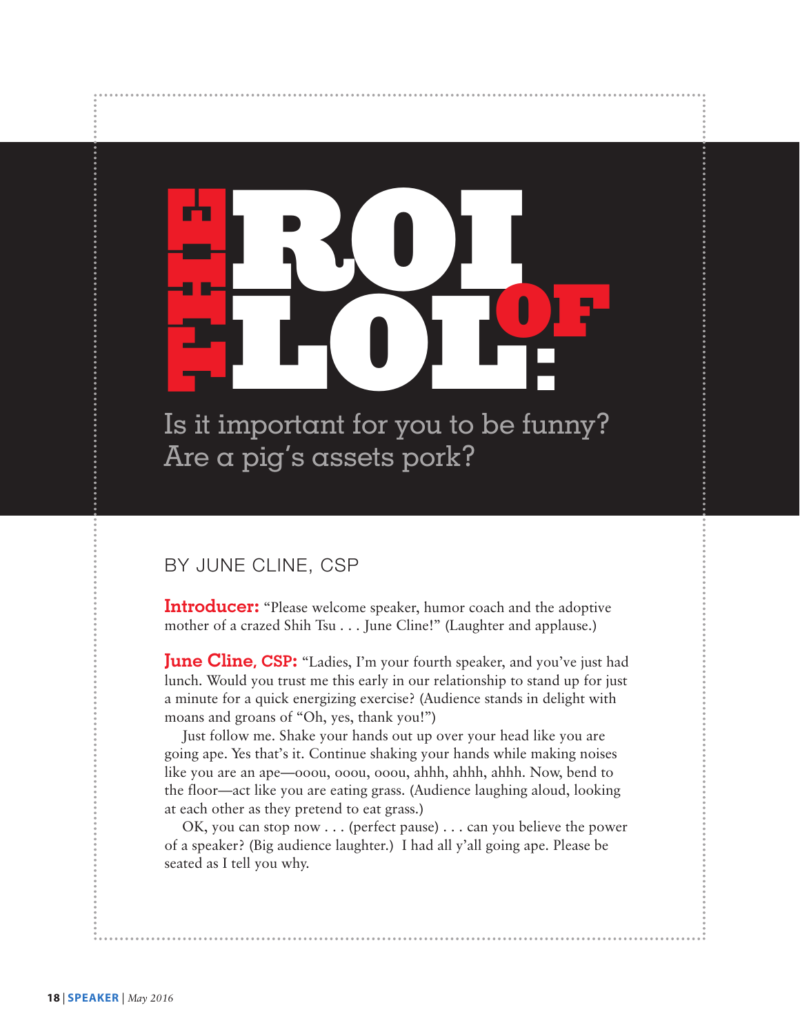# THE ROI OF LOL:

## Is it important for you to be funny? Are a pig's assets pork?

BY JUNE CLINE, CSP

**Introducer:** "Please welcome speaker, humor coach and the adoptive mother of a crazed Shih Tsu . . . June Cline!" (Laughter and applause.)

**June Cline, CSP:** "Ladies, I'm your fourth speaker, and you've just had lunch. Would you trust me this early in our relationship to stand up for just a minute for a quick energizing exercise? (Audience stands in delight with moans and groans of "Oh, yes, thank you!")

Just follow me. Shake your hands out up over your head like you are going ape. Yes that's it. Continue shaking your hands while making noises like you are an ape—ooou, ooou, ooou, ahhh, ahhh, ahhh. Now, bend to the floor—act like you are eating grass. (Audience laughing aloud, looking at each other as they pretend to eat grass.)

OK, you can stop now . . . (perfect pause) . . . can you believe the power of a speaker? (Big audience laughter.) I had all y'all going ape. Please be seated as I tell you why.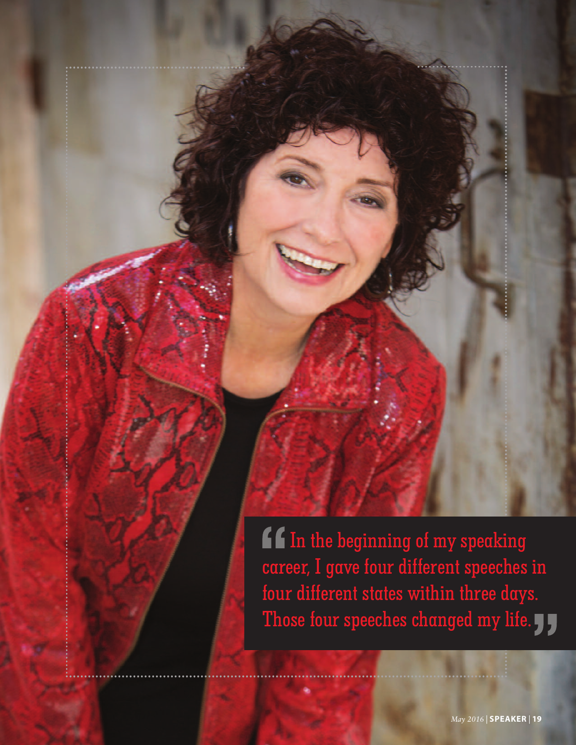> In the beginning of my speaking career, I gave four different speeches in four different states within three days. Those four speeches changed my life.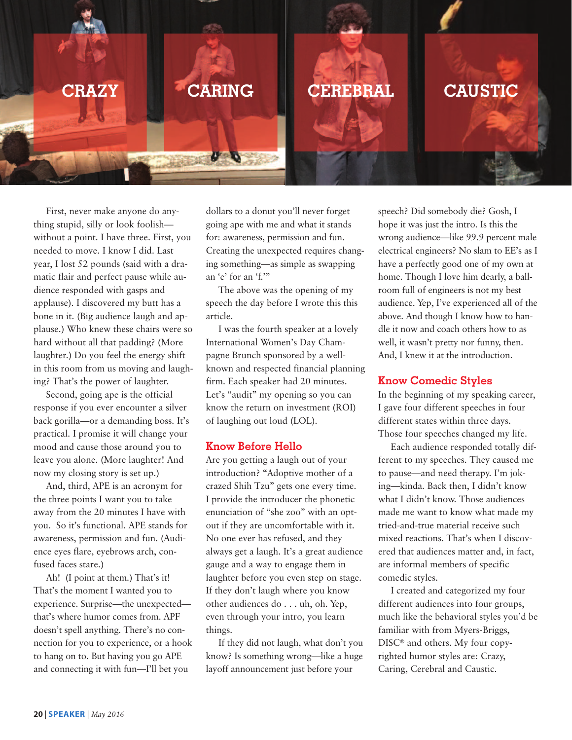CRAZY CARING CEREBRAL CAUSTIC

First, never make anyone do anything stupid, silly or look foolish—without a point. I have three. First, you needed to move. I know I did. Last year, I lost 52 pounds (said with a dramatic flair and perfect pause while audience responded with gasps and applause). I discovered my butt has a bone in it. (Big audience laugh and applause.) Who knew these chairs were so hard without all that padding? (More laughter.) Do you feel the energy shift in this room from us moving and laughing? That's the power of laughter.

Second, going ape is the official response if you ever encounter a silver back gorilla—or a demanding boss. It's practical. I promise it will change your mood and cause those around you to leave you alone. (More laughter! And now my closing story is set up.)

And, third, APE is an acronym for the three points I want you to take away from the 20 minutes I have with you. So it's functional. APE stands for awareness, permission and fun. (Audience eyes flare, eyebrows arch, confused faces stare.)

Ah! (I point at them.) That's it! That's the moment I wanted you to experience. Surprise—the unexpected—that's where humor comes from. APF doesn't spell anything. There's no connection for you to experience, or a hook to hang on to. But having you go APE and connecting it with fun—I'll bet you dollars to a donut you'll never forget going ape with me and what it stands for: awareness, permission and fun. Creating the unexpected requires changing something—as simple as swapping an 'e' for an 'f.'"

The above was the opening of my speech the day before I wrote this this article.

I was the fourth speaker at a lovely International Women's Day Champagne Brunch sponsored by a well-known and respected financial planning firm. Each speaker had 20 minutes. Let's "audit" my opening so you can know the return on investment (ROI) of laughing out loud (LOL).

## Know Before Hello

Are you getting a laugh out of your introduction? "Adoptive mother of a crazed Shih Tzu" gets one every time. I provide the introducer the phonetic enunciation of "she zoo" with an opt-out if they are uncomfortable with it. No one ever has refused, and they always get a laugh. It's a great audience gauge and a way to engage them in laughter before you even step on stage. If they don't laugh where you know other audiences do . . . uh, oh. Yep, even through your intro, you learn things.

If they did not laugh, what don't you know? Is something wrong—like a huge layoff announcement just before your speech? Did somebody die? Gosh, I hope it was just the intro. Is this the wrong audience—like 99.9 percent male electrical engineers? No slam to EE's as I have a perfectly good one of my own at home. Though I love him dearly, a ballroom full of engineers is not my best audience. Yep, I've experienced all of the above. And though I know how to handle it now and coach others how to as well, it wasn't pretty nor funny, then. And, I knew it at the introduction.

## Know Comedic Styles

In the beginning of my speaking career, I gave four different speeches in four different states within three days. Those four speeches changed my life.

Each audience responded totally different to my speeches. They caused me to pause—and need therapy. I'm joking—kinda. Back then, I didn't know what I didn't know. Those audiences made me want to know what made my tried-and-true material receive such mixed reactions. That's when I discovered that audiences matter and, in fact, are informal members of specific comedic styles.

I created and categorized my four different audiences into four groups, much like the behavioral styles you'd be familiar with from Myers-Briggs, DISC® and others. My four copyrighted humor styles are: Crazy, Caring, Cerebral and Caustic.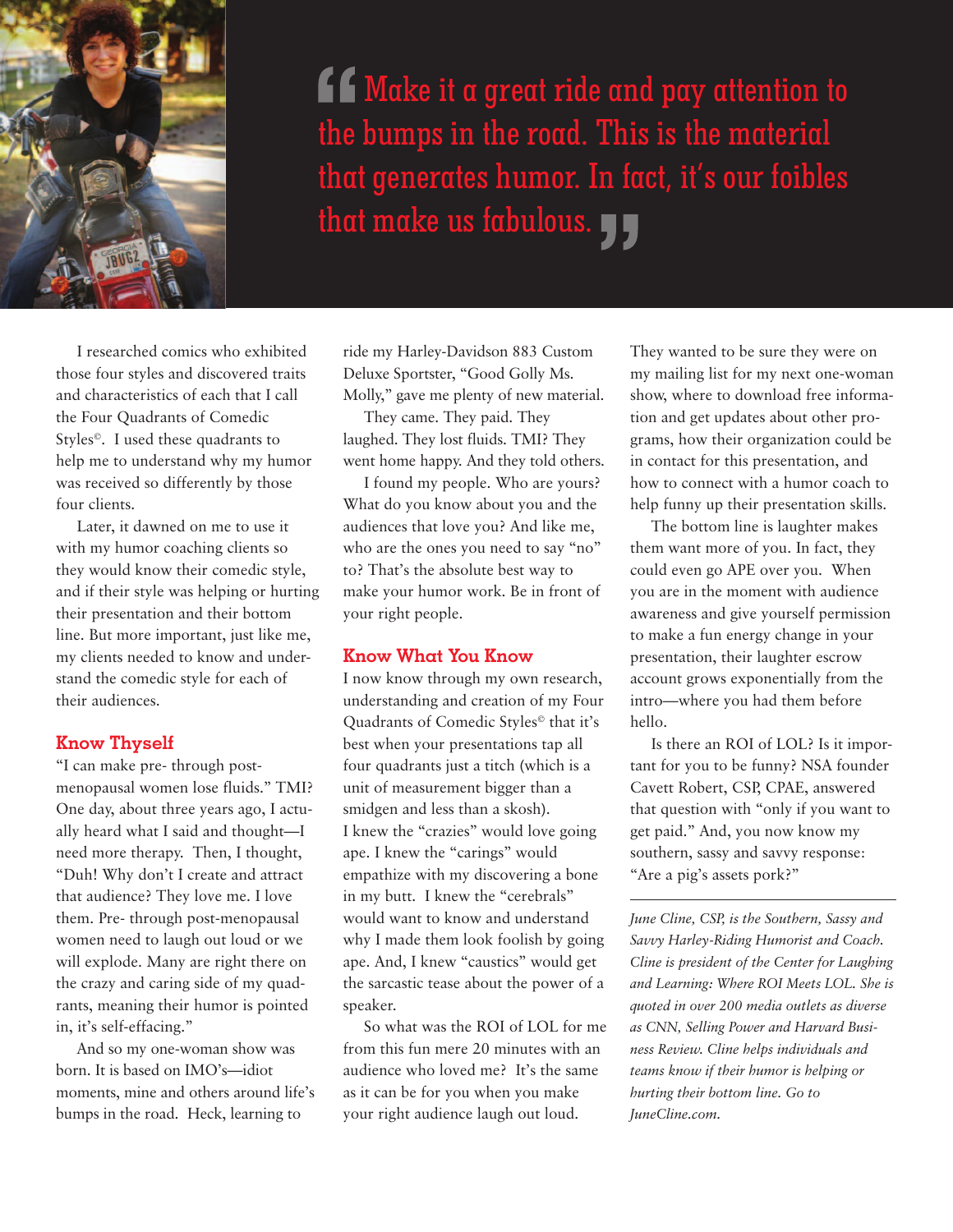> "Make it a great ride and pay attention to the bumps in the road. This is the material that generates humor. In fact, it's our foibles that make us fabulous."

I researched comics who exhibited those four styles and discovered traits and characteristics of each that I call the Four Quadrants of Comedic Styles©. I used these quadrants to help me to understand why my humor was received so differently by those four clients.

Later, it dawned on me to use it with my humor coaching clients so they would know their comedic style, and if their style was helping or hurting their presentation and their bottom line. But more important, just like me, my clients needed to know and understand the comedic style for each of their audiences.

## Know Thyself

"I can make pre- through post-menopausal women lose fluids." TMI? One day, about three years ago, I actually heard what I said and thought—I need more therapy. Then, I thought, "Duh! Why don't I create and attract that audience? They love me. I love them. Pre- through post-menopausal women need to laugh out loud or we will explode. Many are right there on the crazy and caring side of my quadrants, meaning their humor is pointed in, it's self-effacing."

And so my one-woman show was born. It is based on IMO's—idiot moments, mine and others around life's bumps in the road. Heck, learning to ride my Harley-Davidson 883 Custom Deluxe Sportster, "Good Golly Ms. Molly," gave me plenty of new material.

They came. They paid. They laughed. They lost fluids. TMI? They went home happy. And they told others.

I found my people. Who are yours? What do you know about you and the audiences that love you? And like me, who are the ones you need to say "no" to? That's the absolute best way to make your humor work. Be in front of your right people.

## Know What You Know

I now know through my own research, understanding and creation of my Four Quadrants of Comedic Styles© that it's best when your presentations tap all four quadrants just a titch (which is a unit of measurement bigger than a smidgen and less than a skosh). I knew the "crazies" would love going ape. I knew the "carings" would empathize with my discovering a bone in my butt. I knew the "cerebrals" would want to know and understand why I made them look foolish by going ape. And, I knew "caustics" would get the sarcastic tease about the power of a speaker.

So what was the ROI of LOL for me from this fun mere 20 minutes with an audience who loved me? It's the same as it can be for you when you make your right audience laugh out loud. They wanted to be sure they were on my mailing list for my next one-woman show, where to download free information and get updates about other programs, how their organization could be in contact for this presentation, and how to connect with a humor coach to help funny up their presentation skills.

The bottom line is laughter makes them want more of you. In fact, they could even go APE over you. When you are in the moment with audience awareness and give yourself permission to make a fun energy change in your presentation, their laughter escrow account grows exponentially from the intro—where you had them before hello.

Is there an ROI of LOL? Is it important for you to be funny? NSA founder Cavett Robert, CSP, CPAE, answered that question with "only if you want to get paid." And, you now know my southern, sassy and savvy response: "Are a pig's assets pork?"

---

*June Cline, CSP, is the Southern, Sassy and Savvy Harley-Riding Humorist and Coach. Cline is president of the Center for Laughing and Learning: Where ROI Meets LOL. She is quoted in over 200 media outlets as diverse as CNN, Selling Power and Harvard Business Review. Cline helps individuals and teams know if their humor is helping or hurting their bottom line. Go to JuneCline.com.*